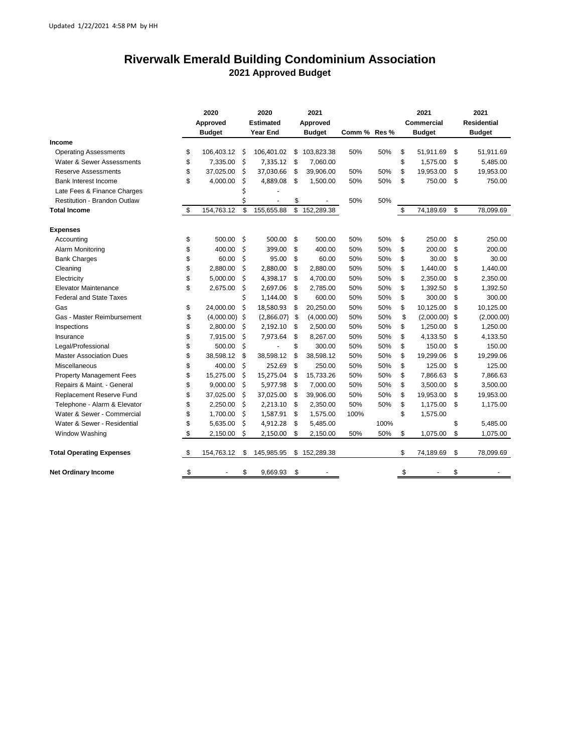Updated 1/22/2021 4:58 PM by HH

# Riverwalk Emerald Building Condominium Association

## 2021 Approved Budget

| | 2020 Approved Budget | 2020 Estimated Year End | 2021 Approved Budget | Comm % | Res % | 2021 Commercial Budget | 2021 Residential Budget |
|---|---|---|---|---|---|---|---|
| **Income** | | | | | | | |
| Operating Assessments | $ 106,403.12 | $ 106,401.02 | $ 103,823.38 | 50% | 50% | $ 51,911.69 | $ 51,911.69 |
| Water & Sewer Assessments | $ 7,335.00 | $ 7,335.12 | $ 7,060.00 | | | $ 1,575.00 | $ 5,485.00 |
| Reserve Assessments | $ 37,025.00 | $ 37,030.66 | $ 39,906.00 | 50% | 50% | $ 19,953.00 | $ 19,953.00 |
| Bank Interest Income | $ 4,000.00 | $ 4,889.08 | $ 1,500.00 | 50% | 50% | $ 750.00 | $ 750.00 |
| Late Fees & Finance Charges | | $ - | | | | | |
| Restitution - Brandon Outlaw | | $ - | $ - | 50% | 50% | | |
| **Total Income** | $ 154,763.12 | $ 155,655.88 | $ 152,289.38 | | | $ 74,189.69 | $ 78,099.69 |
| **Expenses** | | | | | | | |
| Accounting | $ 500.00 | $ 500.00 | $ 500.00 | 50% | 50% | $ 250.00 | $ 250.00 |
| Alarm Monitoring | $ 400.00 | $ 399.00 | $ 400.00 | 50% | 50% | $ 200.00 | $ 200.00 |
| Bank Charges | $ 60.00 | $ 95.00 | $ 60.00 | 50% | 50% | $ 30.00 | $ 30.00 |
| Cleaning | $ 2,880.00 | $ 2,880.00 | $ 2,880.00 | 50% | 50% | $ 1,440.00 | $ 1,440.00 |
| Electricity | $ 5,000.00 | $ 4,398.17 | $ 4,700.00 | 50% | 50% | $ 2,350.00 | $ 2,350.00 |
| Elevator Maintenance | $ 2,675.00 | $ 2,697.06 | $ 2,785.00 | 50% | 50% | $ 1,392.50 | $ 1,392.50 |
| Federal and State Taxes | | $ 1,144.00 | $ 600.00 | 50% | 50% | $ 300.00 | $ 300.00 |
| Gas | $ 24,000.00 | $ 18,580.93 | $ 20,250.00 | 50% | 50% | $ 10,125.00 | $ 10,125.00 |
| Gas - Master Reimbursement | $ (4,000.00) | $ (2,866.07) | $ (4,000.00) | 50% | 50% | $ (2,000.00) | $ (2,000.00) |
| Inspections | $ 2,800.00 | $ 2,192.10 | $ 2,500.00 | 50% | 50% | $ 1,250.00 | $ 1,250.00 |
| Insurance | $ 7,915.00 | $ 7,973.64 | $ 8,267.00 | 50% | 50% | $ 4,133.50 | $ 4,133.50 |
| Legal/Professional | $ 500.00 | $ - | $ 300.00 | 50% | 50% | $ 150.00 | $ 150.00 |
| Master Association Dues | $ 38,598.12 | $ 38,598.12 | $ 38,598.12 | 50% | 50% | $ 19,299.06 | $ 19,299.06 |
| Miscellaneous | $ 400.00 | $ 252.69 | $ 250.00 | 50% | 50% | $ 125.00 | $ 125.00 |
| Property Management Fees | $ 15,275.00 | $ 15,275.04 | $ 15,733.26 | 50% | 50% | $ 7,866.63 | $ 7,866.63 |
| Repairs & Maint. - General | $ 9,000.00 | $ 5,977.98 | $ 7,000.00 | 50% | 50% | $ 3,500.00 | $ 3,500.00 |
| Replacement Reserve Fund | $ 37,025.00 | $ 37,025.00 | $ 39,906.00 | 50% | 50% | $ 19,953.00 | $ 19,953.00 |
| Telephone - Alarm & Elevator | $ 2,250.00 | $ 2,213.10 | $ 2,350.00 | 50% | 50% | $ 1,175.00 | $ 1,175.00 |
| Water & Sewer - Commercial | $ 1,700.00 | $ 1,587.91 | $ 1,575.00 | 100% | | $ 1,575.00 | |
| Water & Sewer - Residential | $ 5,635.00 | $ 4,912.28 | $ 5,485.00 | | 100% | | $ 5,485.00 |
| Window Washing | $ 2,150.00 | $ 2,150.00 | $ 2,150.00 | 50% | 50% | $ 1,075.00 | $ 1,075.00 |
| **Total Operating Expenses** | $ 154,763.12 | $ 145,985.95 | $ 152,289.38 | | | $ 74,189.69 | $ 78,099.69 |
| **Net Ordinary Income** | $ - | $ 9,669.93 | $ - | | | $ - | $ - |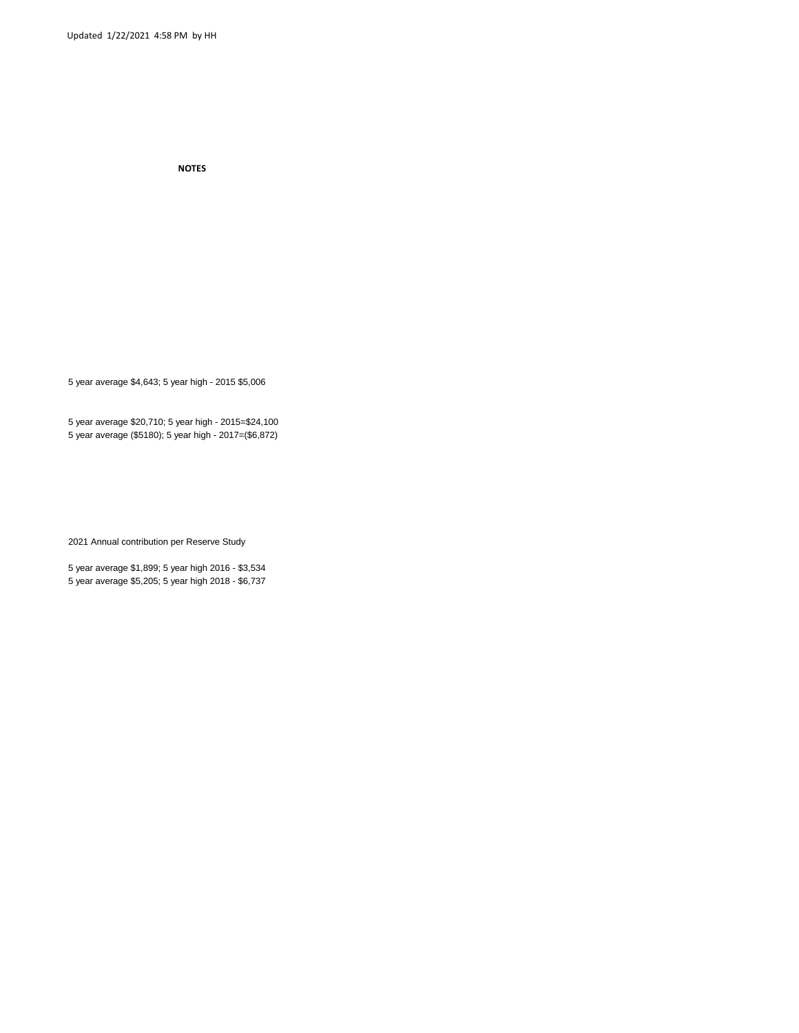Updated 1/22/2021 4:58 PM by HH

**NOTES**

5 year average $4,643; 5 year high - 2015 $5,006

5 year average $20,710; 5 year high - 2015=$24,100
5 year average ($5180); 5 year high - 2017=($6,872)

2021 Annual contribution per Reserve Study

5 year average $1,899; 5 year high 2016 - $3,534
5 year average $5,205; 5 year high 2018 - $6,737